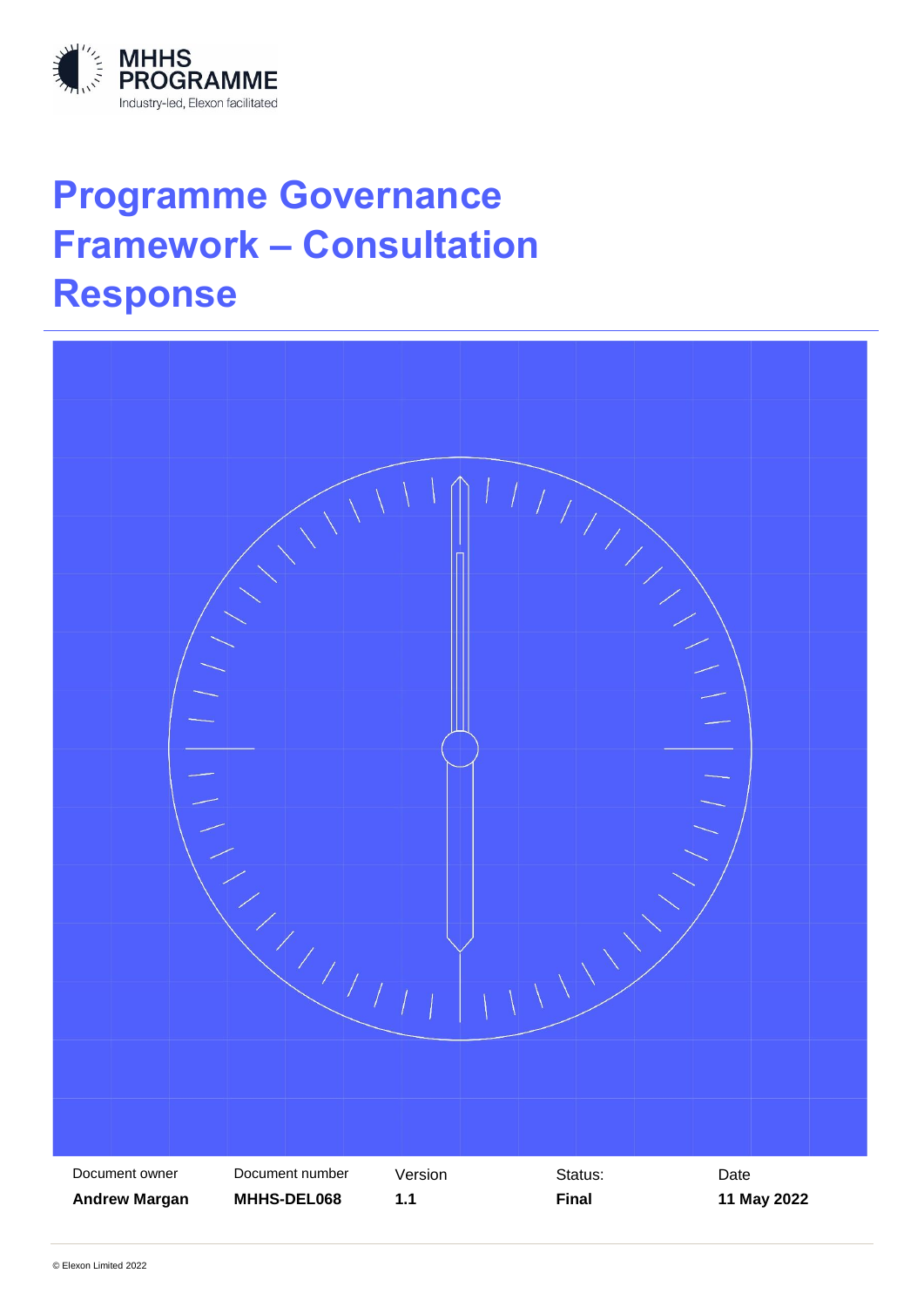MHHS PROGRAMME

Industry-led, Elexon facilitated

# Programme Governance Framework – Consultation Response

| Document owner | Document number | Version | Status: | Date |
|---|---|---|---|---|
| **Andrew Margan** | **MHHS-DEL068** | **1.1** | **Final** | **11 May 2022** |

© Elexon Limited 2022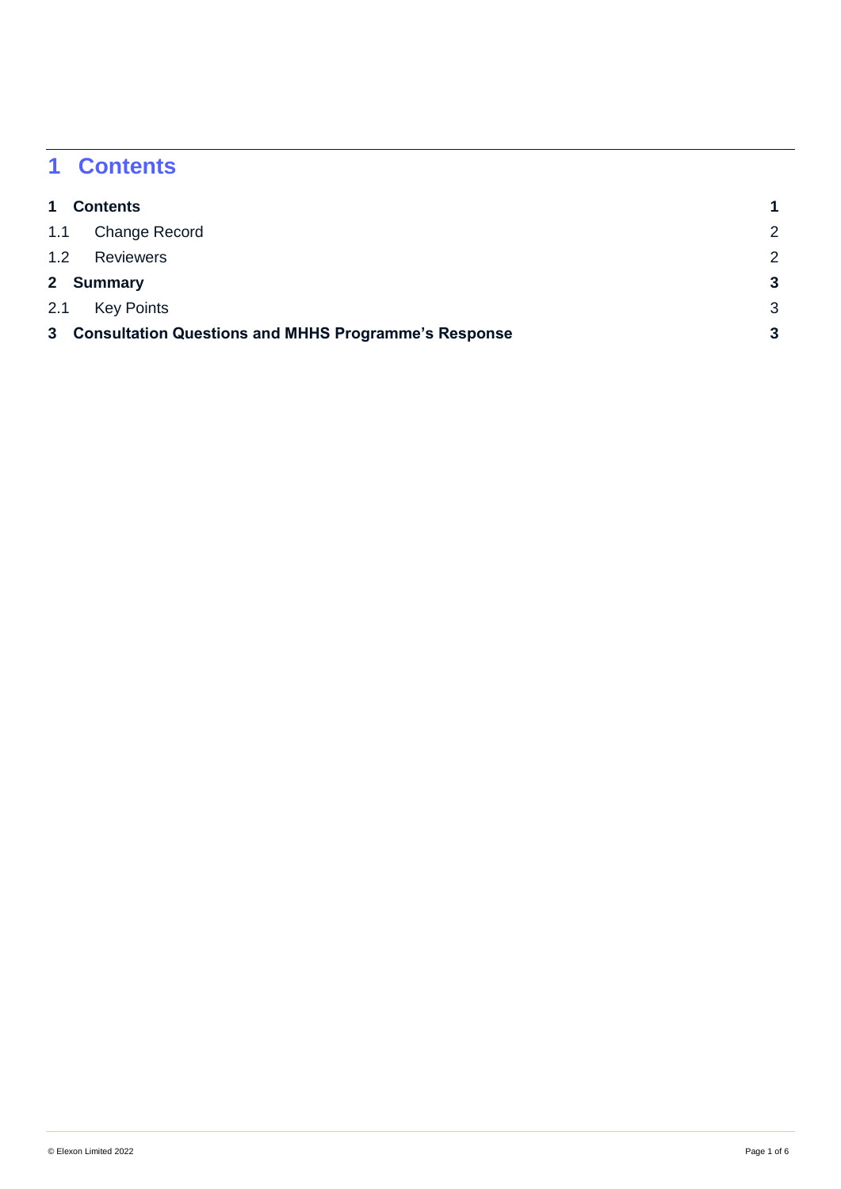# 1 Contents

| | | |
|---|---|---|
| **1** | **Contents** | **1** |
| 1.1 | Change Record | 2 |
| 1.2 | Reviewers | 2 |
| **2** | **Summary** | **3** |
| 2.1 | Key Points | 3 |
| **3** | **Consultation Questions and MHHS Programme's Response** | **3** |

© Elexon Limited 2022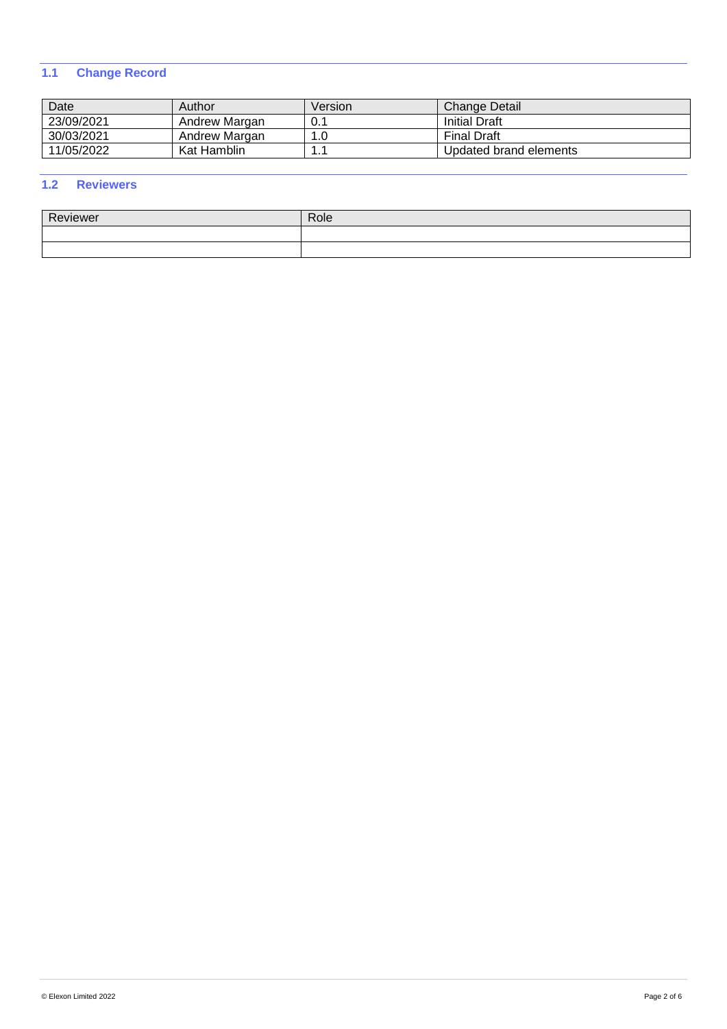### 1.1 Change Record

| Date | Author | Version | Change Detail |
| --- | --- | --- | --- |
| 23/09/2021 | Andrew Margan | 0.1 | Initial Draft |
| 30/03/2021 | Andrew Margan | 1.0 | Final Draft |
| 11/05/2022 | Kat Hamblin | 1.1 | Updated brand elements |

### 1.2 Reviewers

| Reviewer | Role |
| --- | --- |
| | |
| | |

© Elexon Limited 2022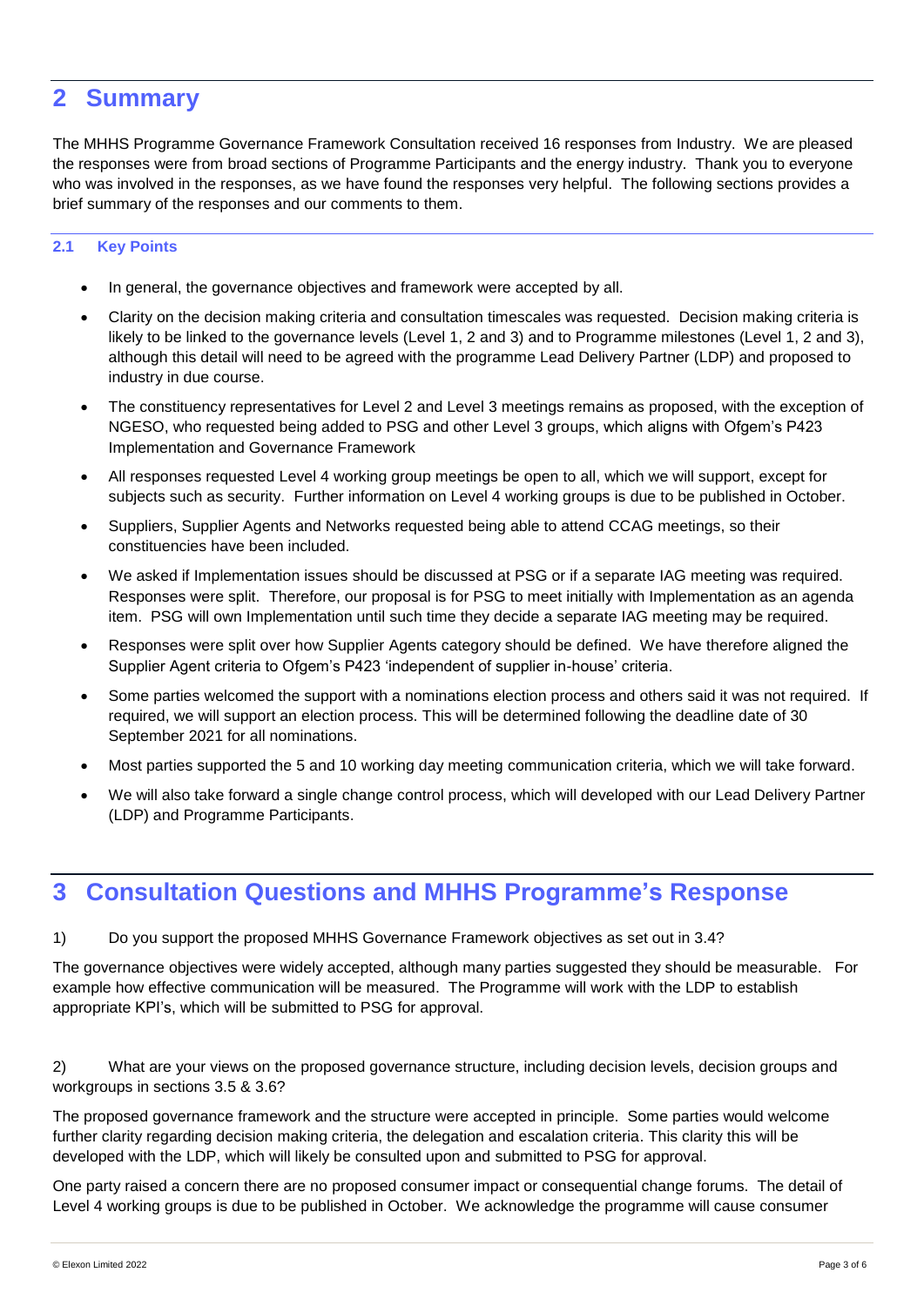## 2 Summary

The MHHS Programme Governance Framework Consultation received 16 responses from Industry. We are pleased the responses were from broad sections of Programme Participants and the energy industry. Thank you to everyone who was involved in the responses, as we have found the responses very helpful. The following sections provides a brief summary of the responses and our comments to them.

### 2.1 Key Points

- In general, the governance objectives and framework were accepted by all.
- Clarity on the decision making criteria and consultation timescales was requested. Decision making criteria is likely to be linked to the governance levels (Level 1, 2 and 3) and to Programme milestones (Level 1, 2 and 3), although this detail will need to be agreed with the programme Lead Delivery Partner (LDP) and proposed to industry in due course.
- The constituency representatives for Level 2 and Level 3 meetings remains as proposed, with the exception of NGESO, who requested being added to PSG and other Level 3 groups, which aligns with Ofgem's P423 Implementation and Governance Framework
- All responses requested Level 4 working group meetings be open to all, which we will support, except for subjects such as security. Further information on Level 4 working groups is due to be published in October.
- Suppliers, Supplier Agents and Networks requested being able to attend CCAG meetings, so their constituencies have been included.
- We asked if Implementation issues should be discussed at PSG or if a separate IAG meeting was required. Responses were split. Therefore, our proposal is for PSG to meet initially with Implementation as an agenda item. PSG will own Implementation until such time they decide a separate IAG meeting may be required.
- Responses were split over how Supplier Agents category should be defined. We have therefore aligned the Supplier Agent criteria to Ofgem's P423 'independent of supplier in-house' criteria.
- Some parties welcomed the support with a nominations election process and others said it was not required. If required, we will support an election process. This will be determined following the deadline date of 30 September 2021 for all nominations.
- Most parties supported the 5 and 10 working day meeting communication criteria, which we will take forward.
- We will also take forward a single change control process, which will developed with our Lead Delivery Partner (LDP) and Programme Participants.

## 3 Consultation Questions and MHHS Programme's Response

1) Do you support the proposed MHHS Governance Framework objectives as set out in 3.4?

The governance objectives were widely accepted, although many parties suggested they should be measurable. For example how effective communication will be measured. The Programme will work with the LDP to establish appropriate KPI's, which will be submitted to PSG for approval.

2) What are your views on the proposed governance structure, including decision levels, decision groups and workgroups in sections 3.5 & 3.6?

The proposed governance framework and the structure were accepted in principle. Some parties would welcome further clarity regarding decision making criteria, the delegation and escalation criteria. This clarity this will be developed with the LDP, which will likely be consulted upon and submitted to PSG for approval.

One party raised a concern there are no proposed consumer impact or consequential change forums. The detail of Level 4 working groups is due to be published in October. We acknowledge the programme will cause consumer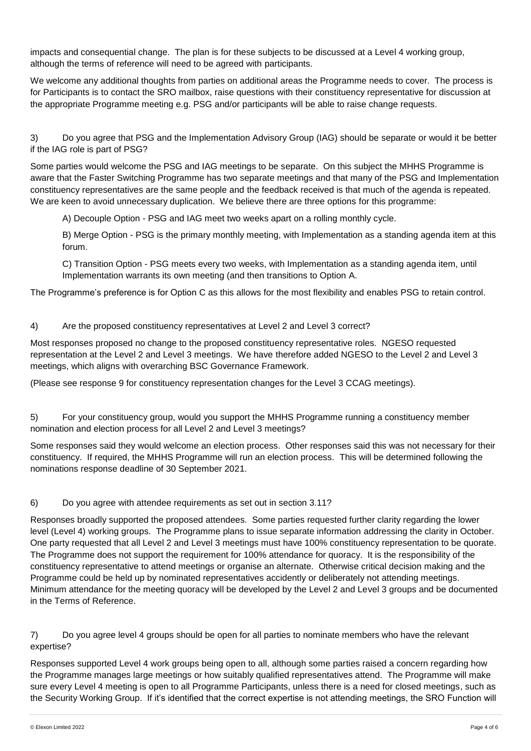impacts and consequential change. The plan is for these subjects to be discussed at a Level 4 working group, although the terms of reference will need to be agreed with participants.

We welcome any additional thoughts from parties on additional areas the Programme needs to cover. The process is for Participants is to contact the SRO mailbox, raise questions with their constituency representative for discussion at the appropriate Programme meeting e.g. PSG and/or participants will be able to raise change requests.

3) Do you agree that PSG and the Implementation Advisory Group (IAG) should be separate or would it be better if the IAG role is part of PSG?

Some parties would welcome the PSG and IAG meetings to be separate. On this subject the MHHS Programme is aware that the Faster Switching Programme has two separate meetings and that many of the PSG and Implementation constituency representatives are the same people and the feedback received is that much of the agenda is repeated. We are keen to avoid unnecessary duplication. We believe there are three options for this programme:

A) Decouple Option - PSG and IAG meet two weeks apart on a rolling monthly cycle.

B) Merge Option - PSG is the primary monthly meeting, with Implementation as a standing agenda item at this forum.

C) Transition Option - PSG meets every two weeks, with Implementation as a standing agenda item, until Implementation warrants its own meeting (and then transitions to Option A.

The Programme's preference is for Option C as this allows for the most flexibility and enables PSG to retain control.

4) Are the proposed constituency representatives at Level 2 and Level 3 correct?

Most responses proposed no change to the proposed constituency representative roles. NGESO requested representation at the Level 2 and Level 3 meetings. We have therefore added NGESO to the Level 2 and Level 3 meetings, which aligns with overarching BSC Governance Framework.

(Please see response 9 for constituency representation changes for the Level 3 CCAG meetings).

5) For your constituency group, would you support the MHHS Programme running a constituency member nomination and election process for all Level 2 and Level 3 meetings?

Some responses said they would welcome an election process. Other responses said this was not necessary for their constituency. If required, the MHHS Programme will run an election process. This will be determined following the nominations response deadline of 30 September 2021.

6) Do you agree with attendee requirements as set out in section 3.11?

Responses broadly supported the proposed attendees. Some parties requested further clarity regarding the lower level (Level 4) working groups. The Programme plans to issue separate information addressing the clarity in October. One party requested that all Level 2 and Level 3 meetings must have 100% constituency representation to be quorate. The Programme does not support the requirement for 100% attendance for quoracy. It is the responsibility of the constituency representative to attend meetings or organise an alternate. Otherwise critical decision making and the Programme could be held up by nominated representatives accidently or deliberately not attending meetings. Minimum attendance for the meeting quoracy will be developed by the Level 2 and Level 3 groups and be documented in the Terms of Reference.

7) Do you agree level 4 groups should be open for all parties to nominate members who have the relevant expertise?

Responses supported Level 4 work groups being open to all, although some parties raised a concern regarding how the Programme manages large meetings or how suitably qualified representatives attend. The Programme will make sure every Level 4 meeting is open to all Programme Participants, unless there is a need for closed meetings, such as the Security Working Group. If it's identified that the correct expertise is not attending meetings, the SRO Function will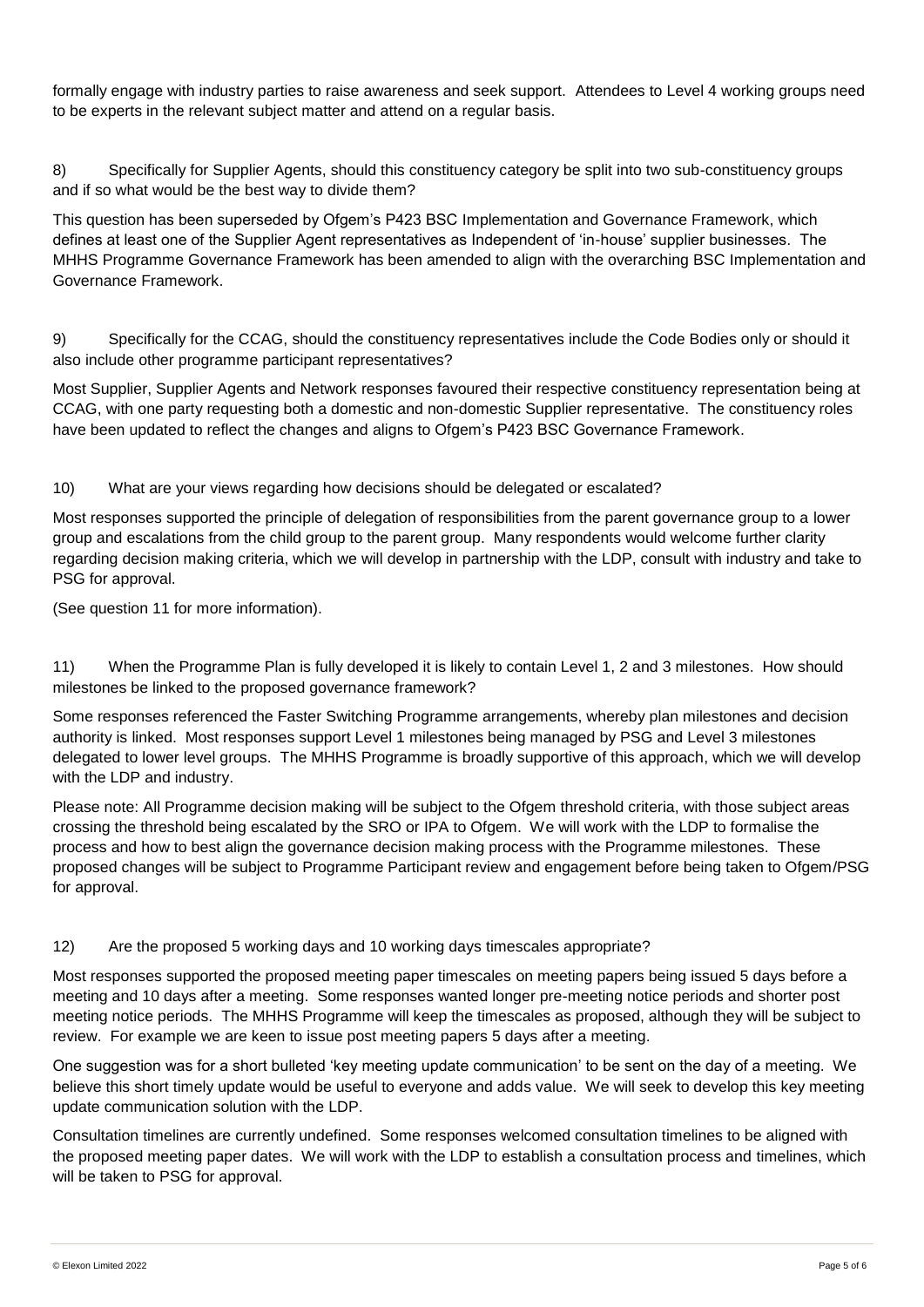formally engage with industry parties to raise awareness and seek support. Attendees to Level 4 working groups need to be experts in the relevant subject matter and attend on a regular basis.

8) Specifically for Supplier Agents, should this constituency category be split into two sub-constituency groups and if so what would be the best way to divide them?

This question has been superseded by Ofgem's P423 BSC Implementation and Governance Framework, which defines at least one of the Supplier Agent representatives as Independent of 'in-house' supplier businesses. The MHHS Programme Governance Framework has been amended to align with the overarching BSC Implementation and Governance Framework.

9) Specifically for the CCAG, should the constituency representatives include the Code Bodies only or should it also include other programme participant representatives?

Most Supplier, Supplier Agents and Network responses favoured their respective constituency representation being at CCAG, with one party requesting both a domestic and non-domestic Supplier representative. The constituency roles have been updated to reflect the changes and aligns to Ofgem's P423 BSC Governance Framework.

10) What are your views regarding how decisions should be delegated or escalated?

Most responses supported the principle of delegation of responsibilities from the parent governance group to a lower group and escalations from the child group to the parent group. Many respondents would welcome further clarity regarding decision making criteria, which we will develop in partnership with the LDP, consult with industry and take to PSG for approval.

(See question 11 for more information).

11) When the Programme Plan is fully developed it is likely to contain Level 1, 2 and 3 milestones. How should milestones be linked to the proposed governance framework?

Some responses referenced the Faster Switching Programme arrangements, whereby plan milestones and decision authority is linked. Most responses support Level 1 milestones being managed by PSG and Level 3 milestones delegated to lower level groups. The MHHS Programme is broadly supportive of this approach, which we will develop with the LDP and industry.

Please note: All Programme decision making will be subject to the Ofgem threshold criteria, with those subject areas crossing the threshold being escalated by the SRO or IPA to Ofgem. We will work with the LDP to formalise the process and how to best align the governance decision making process with the Programme milestones. These proposed changes will be subject to Programme Participant review and engagement before being taken to Ofgem/PSG for approval.

12) Are the proposed 5 working days and 10 working days timescales appropriate?

Most responses supported the proposed meeting paper timescales on meeting papers being issued 5 days before a meeting and 10 days after a meeting. Some responses wanted longer pre-meeting notice periods and shorter post meeting notice periods. The MHHS Programme will keep the timescales as proposed, although they will be subject to review. For example we are keen to issue post meeting papers 5 days after a meeting.

One suggestion was for a short bulleted 'key meeting update communication' to be sent on the day of a meeting. We believe this short timely update would be useful to everyone and adds value. We will seek to develop this key meeting update communication solution with the LDP.

Consultation timelines are currently undefined. Some responses welcomed consultation timelines to be aligned with the proposed meeting paper dates. We will work with the LDP to establish a consultation process and timelines, which will be taken to PSG for approval.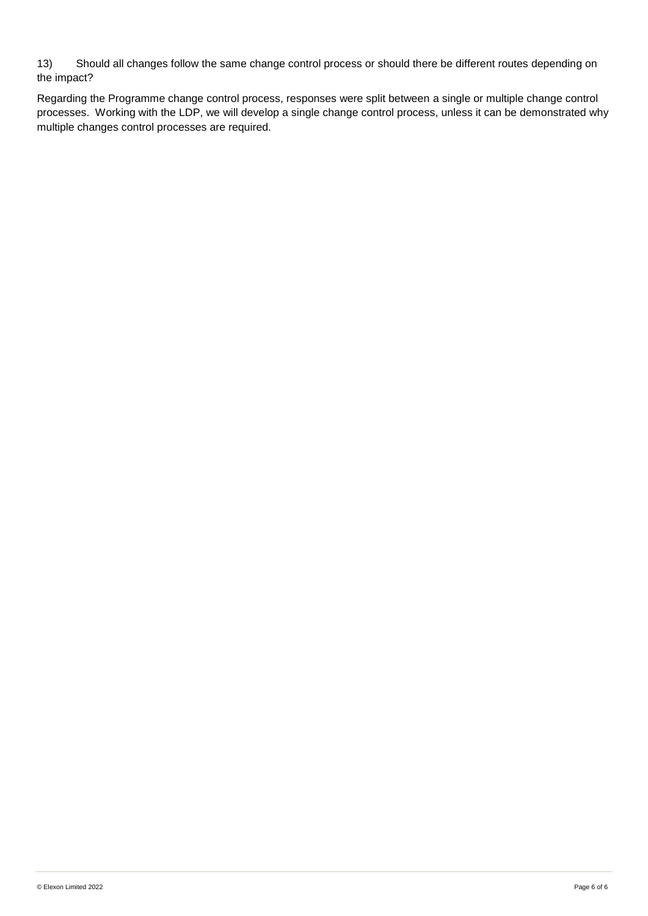13) Should all changes follow the same change control process or should there be different routes depending on the impact?

Regarding the Programme change control process, responses were split between a single or multiple change control processes. Working with the LDP, we will develop a single change control process, unless it can be demonstrated why multiple changes control processes are required.